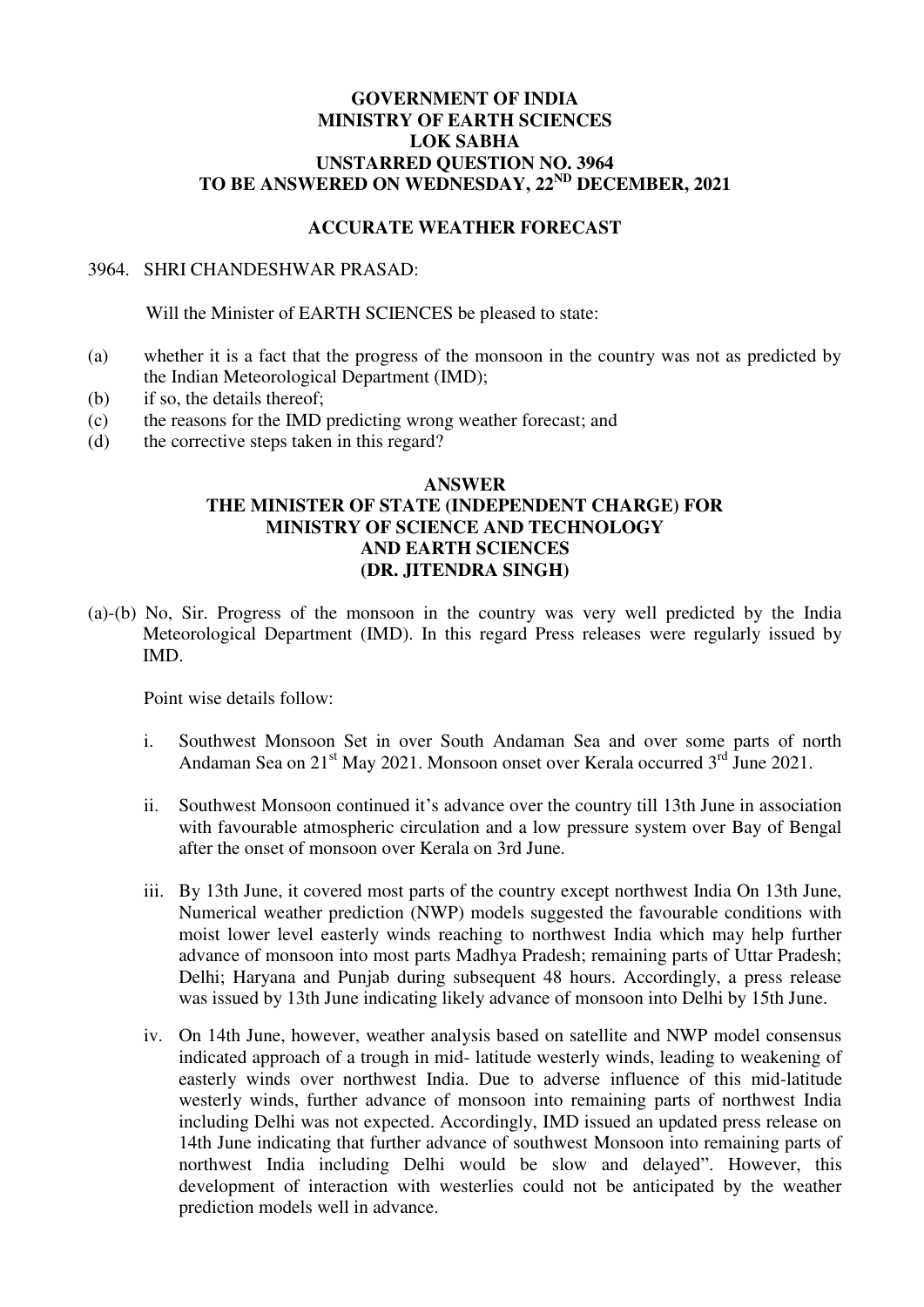**GOVERNMENT OF INDIA**
**MINISTRY OF EARTH SCIENCES**
**LOK SABHA**
**UNSTARRED QUESTION NO. 3964**
**TO BE ANSWERED ON WEDNESDAY, 22ND DECEMBER, 2021**

**ACCURATE WEATHER FORECAST**

3964. SHRI CHANDESHWAR PRASAD:

Will the Minister of EARTH SCIENCES be pleased to state:

(a) whether it is a fact that the progress of the monsoon in the country was not as predicted by the Indian Meteorological Department (IMD);
(b) if so, the details thereof;
(c) the reasons for the IMD predicting wrong weather forecast; and
(d) the corrective steps taken in this regard?

**ANSWER**
**THE MINISTER OF STATE (INDEPENDENT CHARGE) FOR**
**MINISTRY OF SCIENCE AND TECHNOLOGY**
**AND EARTH SCIENCES**
**(DR. JITENDRA SINGH)**

(a)-(b) No, Sir. Progress of the monsoon in the country was very well predicted by the India Meteorological Department (IMD). In this regard Press releases were regularly issued by IMD.

Point wise details follow:

i. Southwest Monsoon Set in over South Andaman Sea and over some parts of north Andaman Sea on 21st May 2021. Monsoon onset over Kerala occurred 3rd June 2021.

ii. Southwest Monsoon continued it's advance over the country till 13th June in association with favourable atmospheric circulation and a low pressure system over Bay of Bengal after the onset of monsoon over Kerala on 3rd June.

iii. By 13th June, it covered most parts of the country except northwest India On 13th June, Numerical weather prediction (NWP) models suggested the favourable conditions with moist lower level easterly winds reaching to northwest India which may help further advance of monsoon into most parts Madhya Pradesh; remaining parts of Uttar Pradesh; Delhi; Haryana and Punjab during subsequent 48 hours. Accordingly, a press release was issued by 13th June indicating likely advance of monsoon into Delhi by 15th June.

iv. On 14th June, however, weather analysis based on satellite and NWP model consensus indicated approach of a trough in mid- latitude westerly winds, leading to weakening of easterly winds over northwest India. Due to adverse influence of this mid-latitude westerly winds, further advance of monsoon into remaining parts of northwest India including Delhi was not expected. Accordingly, IMD issued an updated press release on 14th June indicating that further advance of southwest Monsoon into remaining parts of northwest India including Delhi would be slow and delayed". However, this development of interaction with westerlies could not be anticipated by the weather prediction models well in advance.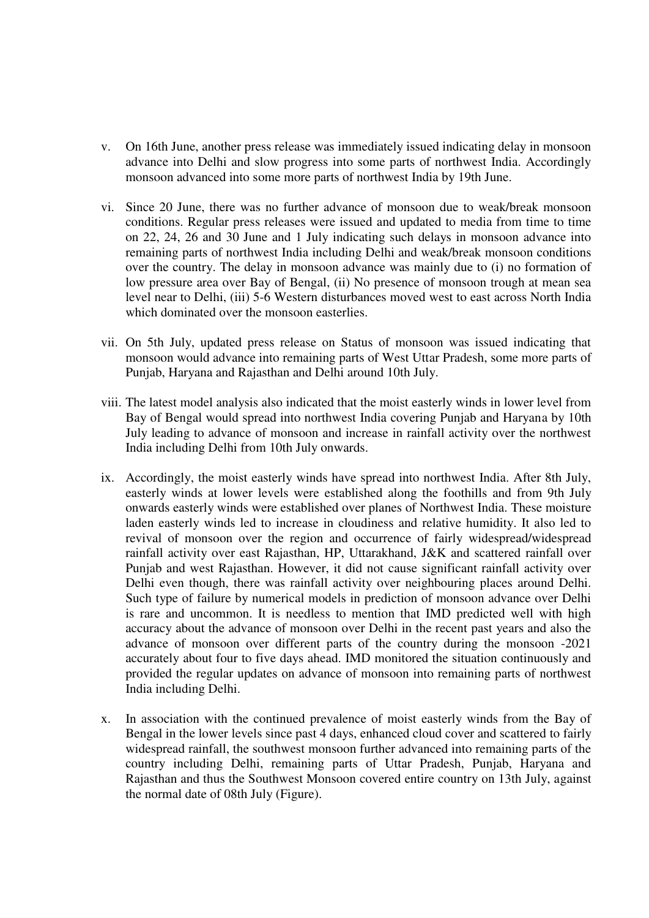v. On 16th June, another press release was immediately issued indicating delay in monsoon advance into Delhi and slow progress into some parts of northwest India. Accordingly monsoon advanced into some more parts of northwest India by 19th June.

vi. Since 20 June, there was no further advance of monsoon due to weak/break monsoon conditions. Regular press releases were issued and updated to media from time to time on 22, 24, 26 and 30 June and 1 July indicating such delays in monsoon advance into remaining parts of northwest India including Delhi and weak/break monsoon conditions over the country. The delay in monsoon advance was mainly due to (i) no formation of low pressure area over Bay of Bengal, (ii) No presence of monsoon trough at mean sea level near to Delhi, (iii) 5-6 Western disturbances moved west to east across North India which dominated over the monsoon easterlies.

vii. On 5th July, updated press release on Status of monsoon was issued indicating that monsoon would advance into remaining parts of West Uttar Pradesh, some more parts of Punjab, Haryana and Rajasthan and Delhi around 10th July.

viii. The latest model analysis also indicated that the moist easterly winds in lower level from Bay of Bengal would spread into northwest India covering Punjab and Haryana by 10th July leading to advance of monsoon and increase in rainfall activity over the northwest India including Delhi from 10th July onwards.

ix. Accordingly, the moist easterly winds have spread into northwest India. After 8th July, easterly winds at lower levels were established along the foothills and from 9th July onwards easterly winds were established over planes of Northwest India. These moisture laden easterly winds led to increase in cloudiness and relative humidity. It also led to revival of monsoon over the region and occurrence of fairly widespread/widespread rainfall activity over east Rajasthan, HP, Uttarakhand, J&K and scattered rainfall over Punjab and west Rajasthan. However, it did not cause significant rainfall activity over Delhi even though, there was rainfall activity over neighbouring places around Delhi. Such type of failure by numerical models in prediction of monsoon advance over Delhi is rare and uncommon. It is needless to mention that IMD predicted well with high accuracy about the advance of monsoon over Delhi in the recent past years and also the advance of monsoon over different parts of the country during the monsoon -2021 accurately about four to five days ahead. IMD monitored the situation continuously and provided the regular updates on advance of monsoon into remaining parts of northwest India including Delhi.

x. In association with the continued prevalence of moist easterly winds from the Bay of Bengal in the lower levels since past 4 days, enhanced cloud cover and scattered to fairly widespread rainfall, the southwest monsoon further advanced into remaining parts of the country including Delhi, remaining parts of Uttar Pradesh, Punjab, Haryana and Rajasthan and thus the Southwest Monsoon covered entire country on 13th July, against the normal date of 08th July (Figure).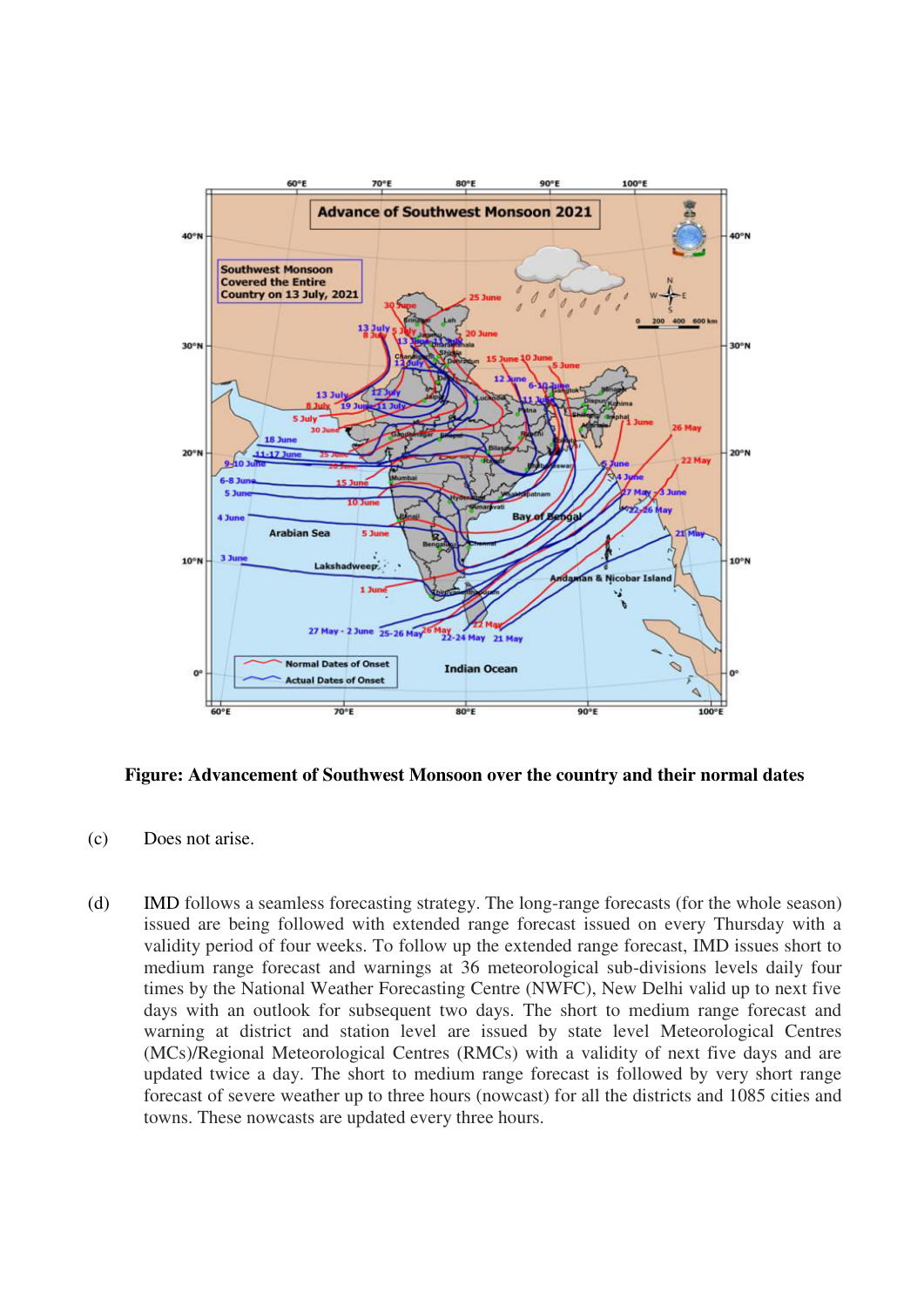**Figure: Advancement of Southwest Monsoon over the country and their normal dates**

(c) Does not arise.

(d) IMD follows a seamless forecasting strategy. The long-range forecasts (for the whole season) issued are being followed with extended range forecast issued on every Thursday with a validity period of four weeks. To follow up the extended range forecast, IMD issues short to medium range forecast and warnings at 36 meteorological sub-divisions levels daily four times by the National Weather Forecasting Centre (NWFC), New Delhi valid up to next five days with an outlook for subsequent two days. The short to medium range forecast and warning at district and station level are issued by state level Meteorological Centres (MCs)/Regional Meteorological Centres (RMCs) with a validity of next five days and are updated twice a day. The short to medium range forecast is followed by very short range forecast of severe weather up to three hours (nowcast) for all the districts and 1085 cities and towns. These nowcasts are updated every three hours.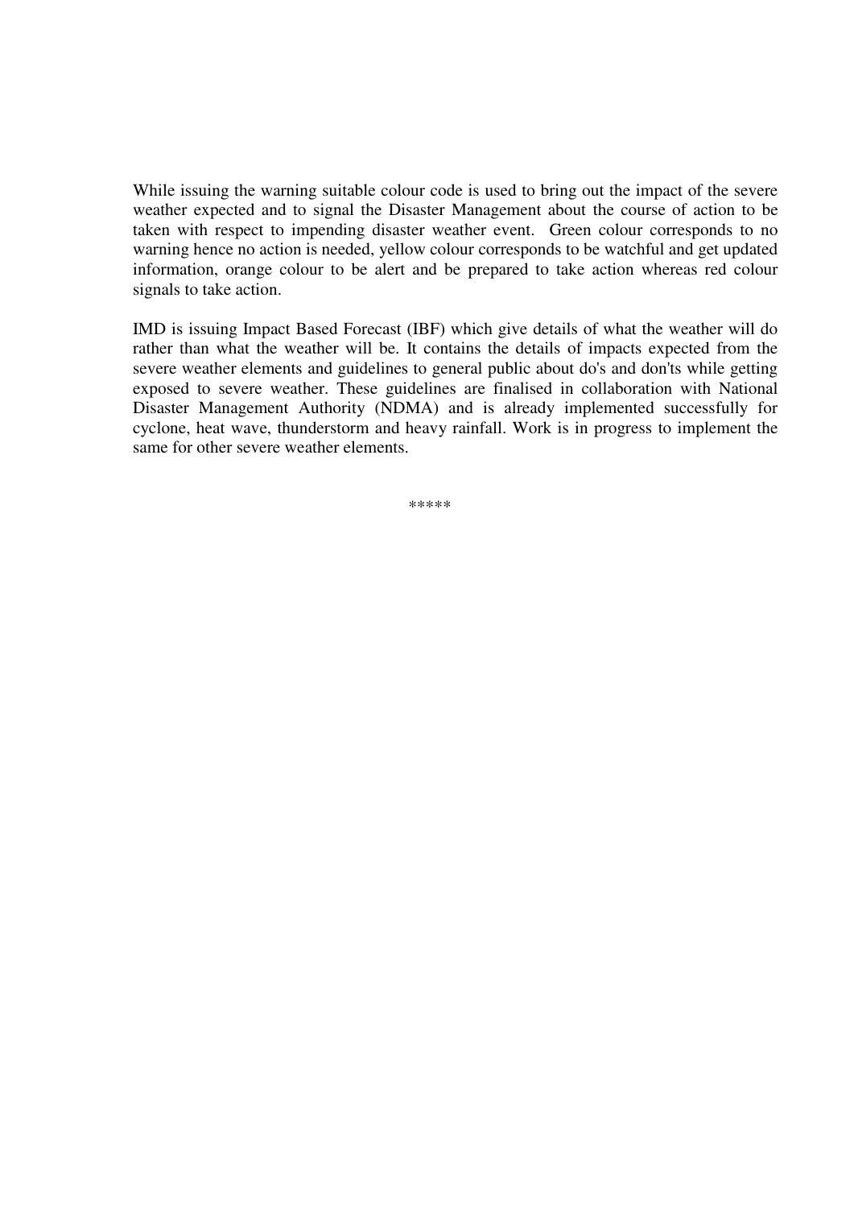While issuing the warning suitable colour code is used to bring out the impact of the severe weather expected and to signal the Disaster Management about the course of action to be taken with respect to impending disaster weather event. Green colour corresponds to no warning hence no action is needed, yellow colour corresponds to be watchful and get updated information, orange colour to be alert and be prepared to take action whereas red colour signals to take action.

IMD is issuing Impact Based Forecast (IBF) which give details of what the weather will do rather than what the weather will be. It contains the details of impacts expected from the severe weather elements and guidelines to general public about do's and don'ts while getting exposed to severe weather. These guidelines are finalised in collaboration with National Disaster Management Authority (NDMA) and is already implemented successfully for cyclone, heat wave, thunderstorm and heavy rainfall. Work is in progress to implement the same for other severe weather elements.

*****